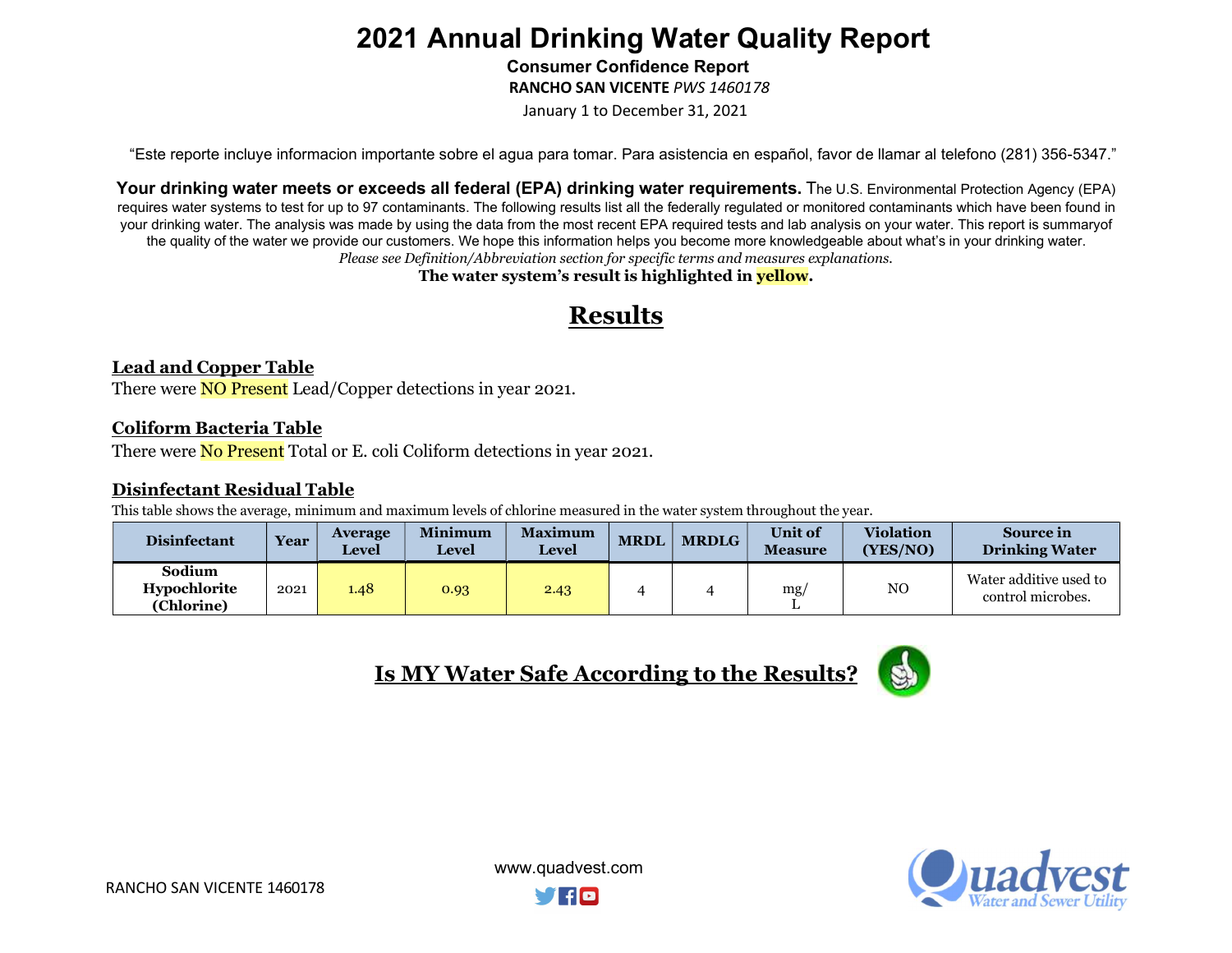# 2021 Annual Drinking Water Quality Report

**Consumer Confidence Report**

**RANCHO SAN VICENTE** *PWS 1460178*

January 1 to December 31, 2021

"Este reporte incluye informacion importante sobre el agua para tomar. Para asistencia en español, favor de llamar al telefono (281) 356-5347."

**Your drinking water meets or exceeds all federal (EPA) drinking water requirements.** The U.S. Environmental Protection Agency (EPA) requires water systems to test for up to 97 contaminants. The following results list all the federally regulated or monitored contaminants which have been found in your drinking water. The analysis was made by using the data from the most recent EPA required tests and lab analysis on your water. This report is summaryof the quality of the water we provide our customers. We hope this information helps you become more knowledgeable about what's in your drinking water.

*Please see Definition/Abbreviation section for specific terms and measures explanations.*

**The water system's result is highlighted in yellow.**

## Results

### Lead and Copper Table

There were NO Present Lead/Copper detections in year 2021.

### Coliform Bacteria Table

There were No Present Total or E. coli Coliform detections in year 2021.

### Disinfectant Residual Table

This table shows the average, minimum and maximum levels of chlorine measured in the water system throughout the year.

| Disinfectant | Year | Average Level | Minimum Level | Maximum Level | MRDL | MRDLG | Unit of Measure | Violation (YES/NO) | Source in Drinking Water |
|---|---|---|---|---|---|---|---|---|---|
| Sodium Hypochlorite (Chlorine) | 2021 | 1.48 | 0.93 | 2.43 | 4 | 4 | mg/L | NO | Water additive used to control microbes. |

## Is MY Water Safe According to the Results?

RANCHO SAN VICENTE 1460178

www.quadvest.com

Quadvest Water and Sewer Utility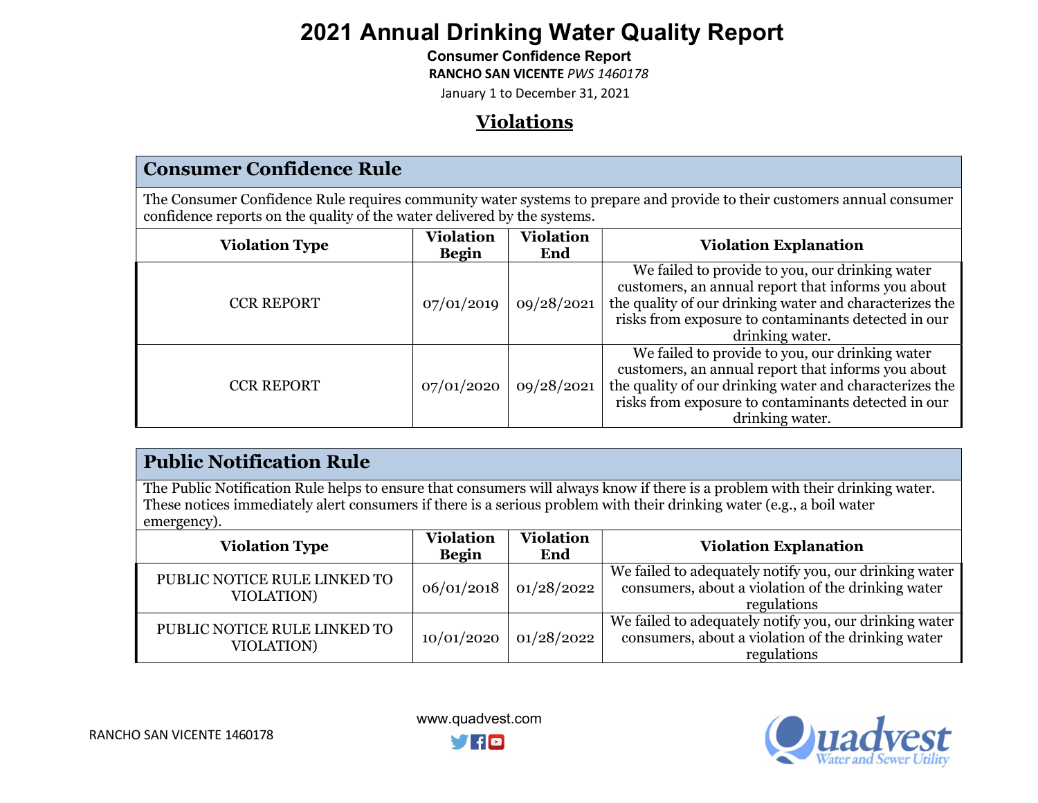# 2021 Annual Drinking Water Quality Report

**Consumer Confidence Report**

**RANCHO SAN VICENTE** *PWS 1460178*

January 1 to December 31, 2021

## Violations

### Consumer Confidence Rule

The Consumer Confidence Rule requires community water systems to prepare and provide to their customers annual consumer confidence reports on the quality of the water delivered by the systems.

| Violation Type | Violation Begin | Violation End | Violation Explanation |
|---|---|---|---|
| CCR REPORT | 07/01/2019 | 09/28/2021 | We failed to provide to you, our drinking water customers, an annual report that informs you about the quality of our drinking water and characterizes the risks from exposure to contaminants detected in our drinking water. |
| CCR REPORT | 07/01/2020 | 09/28/2021 | We failed to provide to you, our drinking water customers, an annual report that informs you about the quality of our drinking water and characterizes the risks from exposure to contaminants detected in our drinking water. |

### Public Notification Rule

The Public Notification Rule helps to ensure that consumers will always know if there is a problem with their drinking water. These notices immediately alert consumers if there is a serious problem with their drinking water (e.g., a boil water emergency).

| Violation Type | Violation Begin | Violation End | Violation Explanation |
|---|---|---|---|
| PUBLIC NOTICE RULE LINKED TO VIOLATION) | 06/01/2018 | 01/28/2022 | We failed to adequately notify you, our drinking water consumers, about a violation of the drinking water regulations |
| PUBLIC NOTICE RULE LINKED TO VIOLATION) | 10/01/2020 | 01/28/2022 | We failed to adequately notify you, our drinking water consumers, about a violation of the drinking water regulations |

www.quadvest.com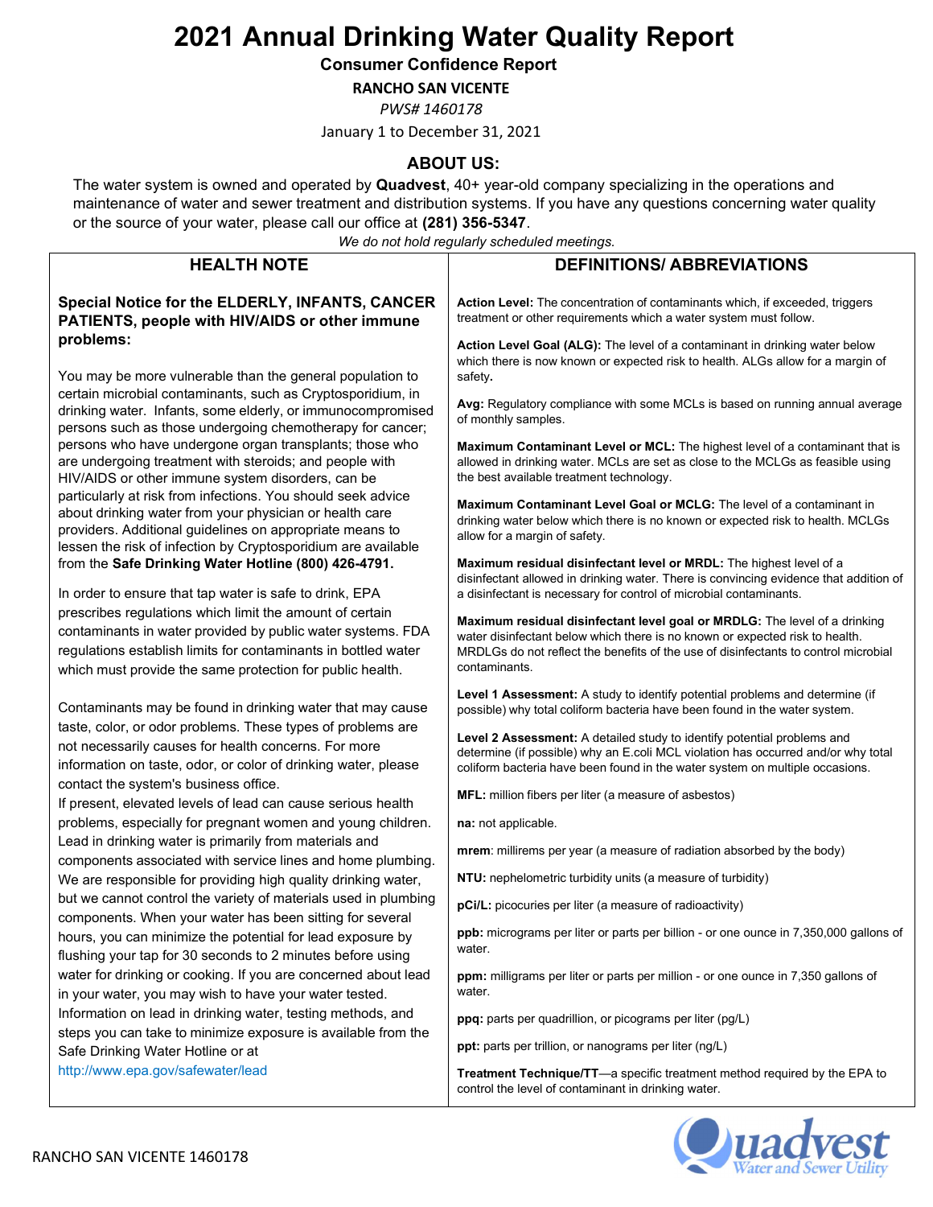# 2021 Annual Drinking Water Quality Report

## Consumer Confidence Report

**RANCHO SAN VICENTE**

*PWS# 1460178*

January 1 to December 31, 2021

## ABOUT US:

The water system is owned and operated by **Quadvest**, 40+ year-old company specializing in the operations and maintenance of water and sewer treatment and distribution systems. If you have any questions concerning water quality or the source of your water, please call our office at **(281) 356-5347**.

*We do not hold regularly scheduled meetings.*

## HEALTH NOTE

**Special Notice for the ELDERLY, INFANTS, CANCER PATIENTS, people with HIV/AIDS or other immune problems:**

You may be more vulnerable than the general population to certain microbial contaminants, such as Cryptosporidium, in drinking water. Infants, some elderly, or immunocompromised persons such as those undergoing chemotherapy for cancer; persons who have undergone organ transplants; those who are undergoing treatment with steroids; and people with HIV/AIDS or other immune system disorders, can be particularly at risk from infections. You should seek advice about drinking water from your physician or health care providers. Additional guidelines on appropriate means to lessen the risk of infection by Cryptosporidium are available from the **Safe Drinking Water Hotline (800) 426-4791.**

In order to ensure that tap water is safe to drink, EPA prescribes regulations which limit the amount of certain contaminants in water provided by public water systems. FDA regulations establish limits for contaminants in bottled water which must provide the same protection for public health.

Contaminants may be found in drinking water that may cause taste, color, or odor problems. These types of problems are not necessarily causes for health concerns. For more information on taste, odor, or color of drinking water, please contact the system's business office.

If present, elevated levels of lead can cause serious health problems, especially for pregnant women and young children. Lead in drinking water is primarily from materials and components associated with service lines and home plumbing. We are responsible for providing high quality drinking water, but we cannot control the variety of materials used in plumbing components. When your water has been sitting for several hours, you can minimize the potential for lead exposure by flushing your tap for 30 seconds to 2 minutes before using water for drinking or cooking. If you are concerned about lead in your water, you may wish to have your water tested. Information on lead in drinking water, testing methods, and steps you can take to minimize exposure is available from the Safe Drinking Water Hotline or at http://www.epa.gov/safewater/lead

## DEFINITIONS/ ABBREVIATIONS

**Action Level:** The concentration of contaminants which, if exceeded, triggers treatment or other requirements which a water system must follow.

**Action Level Goal (ALG):** The level of a contaminant in drinking water below which there is now known or expected risk to health. ALGs allow for a margin of safety**.**

**Avg:** Regulatory compliance with some MCLs is based on running annual average of monthly samples.

**Maximum Contaminant Level or MCL:** The highest level of a contaminant that is allowed in drinking water. MCLs are set as close to the MCLGs as feasible using the best available treatment technology.

**Maximum Contaminant Level Goal or MCLG:** The level of a contaminant in drinking water below which there is no known or expected risk to health. MCLGs allow for a margin of safety.

**Maximum residual disinfectant level or MRDL:** The highest level of a disinfectant allowed in drinking water. There is convincing evidence that addition of a disinfectant is necessary for control of microbial contaminants.

**Maximum residual disinfectant level goal or MRDLG:** The level of a drinking water disinfectant below which there is no known or expected risk to health. MRDLGs do not reflect the benefits of the use of disinfectants to control microbial contaminants.

**Level 1 Assessment:** A study to identify potential problems and determine (if possible) why total coliform bacteria have been found in the water system.

**Level 2 Assessment:** A detailed study to identify potential problems and determine (if possible) why an E.coli MCL violation has occurred and/or why total coliform bacteria have been found in the water system on multiple occasions.

**MFL:** million fibers per liter (a measure of asbestos)

**na:** not applicable.

**mrem**: millirems per year (a measure of radiation absorbed by the body)

**NTU:** nephelometric turbidity units (a measure of turbidity)

**pCi/L:** picocuries per liter (a measure of radioactivity)

**ppb:** micrograms per liter or parts per billion - or one ounce in 7,350,000 gallons of water.

**ppm:** milligrams per liter or parts per million - or one ounce in 7,350 gallons of water.

**ppq:** parts per quadrillion, or picograms per liter (pg/L)

**ppt:** parts per trillion, or nanograms per liter (ng/L)

**Treatment Technique/TT**—a specific treatment method required by the EPA to control the level of contaminant in drinking water.

RANCHO SAN VICENTE 1460178

Quadvest Water and Sewer Utility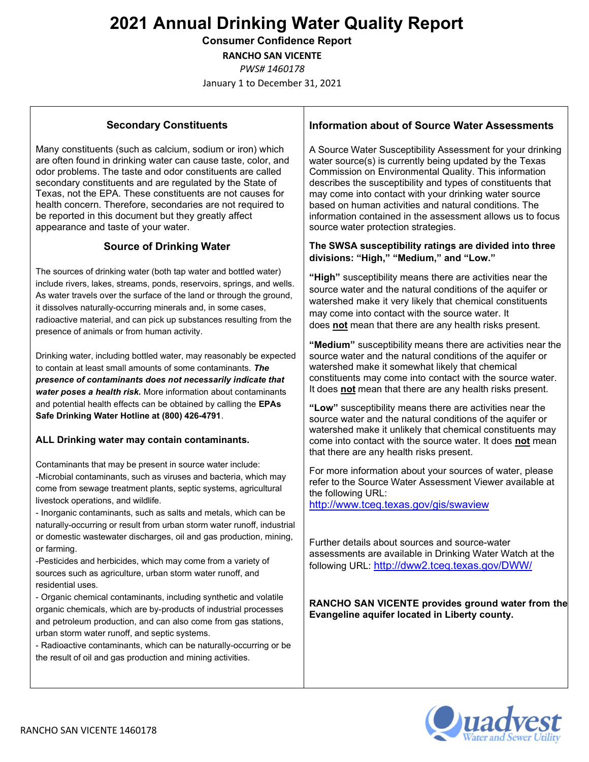# 2021 Annual Drinking Water Quality Report

**Consumer Confidence Report**

**RANCHO SAN VICENTE**

*PWS# 1460178*

January 1 to December 31, 2021

## Secondary Constituents

Many constituents (such as calcium, sodium or iron) which are often found in drinking water can cause taste, color, and odor problems. The taste and odor constituents are called secondary constituents and are regulated by the State of Texas, not the EPA. These constituents are not causes for health concern. Therefore, secondaries are not required to be reported in this document but they greatly affect appearance and taste of your water.

## Source of Drinking Water

The sources of drinking water (both tap water and bottled water) include rivers, lakes, streams, ponds, reservoirs, springs, and wells. As water travels over the surface of the land or through the ground, it dissolves naturally-occurring minerals and, in some cases, radioactive material, and can pick up substances resulting from the presence of animals or from human activity.

Drinking water, including bottled water, may reasonably be expected to contain at least small amounts of some contaminants. ***The presence of contaminants does not necessarily indicate that water poses a health risk.*** More information about contaminants and potential health effects can be obtained by calling the **EPAs Safe Drinking Water Hotline at (800) 426-4791**.

**ALL Drinking water may contain contaminants.**

Contaminants that may be present in source water include:

-Microbial contaminants, such as viruses and bacteria, which may come from sewage treatment plants, septic systems, agricultural livestock operations, and wildlife.

- Inorganic contaminants, such as salts and metals, which can be naturally-occurring or result from urban storm water runoff, industrial or domestic wastewater discharges, oil and gas production, mining, or farming.

-Pesticides and herbicides, which may come from a variety of sources such as agriculture, urban storm water runoff, and residential uses.

- Organic chemical contaminants, including synthetic and volatile organic chemicals, which are by-products of industrial processes and petroleum production, and can also come from gas stations, urban storm water runoff, and septic systems.

- Radioactive contaminants, which can be naturally-occurring or be the result of oil and gas production and mining activities.

## Information about of Source Water Assessments

A Source Water Susceptibility Assessment for your drinking water source(s) is currently being updated by the Texas Commission on Environmental Quality. This information describes the susceptibility and types of constituents that may come into contact with your drinking water source based on human activities and natural conditions. The information contained in the assessment allows us to focus source water protection strategies.

**The SWSA susceptibility ratings are divided into three divisions: "High," "Medium," and "Low."**

**"High"** susceptibility means there are activities near the source water and the natural conditions of the aquifer or watershed make it very likely that chemical constituents may come into contact with the source water. It does **not** mean that there are any health risks present.

**"Medium"** susceptibility means there are activities near the source water and the natural conditions of the aquifer or watershed make it somewhat likely that chemical constituents may come into contact with the source water. It does **not** mean that there are any health risks present.

**"Low"** susceptibility means there are activities near the source water and the natural conditions of the aquifer or watershed make it unlikely that chemical constituents may come into contact with the source water. It does **not** mean that there are any health risks present.

For more information about your sources of water, please refer to the Source Water Assessment Viewer available at the following URL: http://www.tceq.texas.gov/gis/swaview

Further details about sources and source-water assessments are available in Drinking Water Watch at the following URL: http://dww2.tceq.texas.gov/DWW/

**RANCHO SAN VICENTE provides ground water from the Evangeline aquifer located in Liberty county.**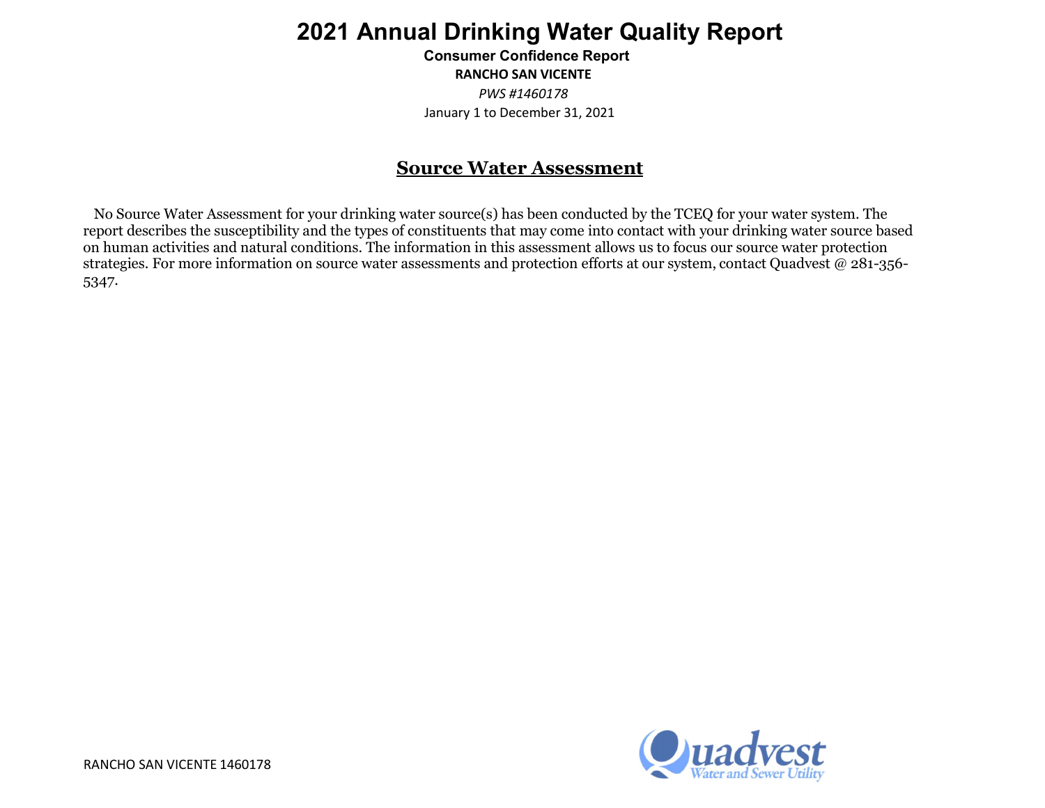# 2021 Annual Drinking Water Quality Report

**Consumer Confidence Report**

**RANCHO SAN VICENTE**

*PWS #1460178*

January 1 to December 31, 2021

## Source Water Assessment

No Source Water Assessment for your drinking water source(s) has been conducted by the TCEQ for your water system. The report describes the susceptibility and the types of constituents that may come into contact with your drinking water source based on human activities and natural conditions. The information in this assessment allows us to focus our source water protection strategies. For more information on source water assessments and protection efforts at our system, contact Quadvest @ 281-356-5347.